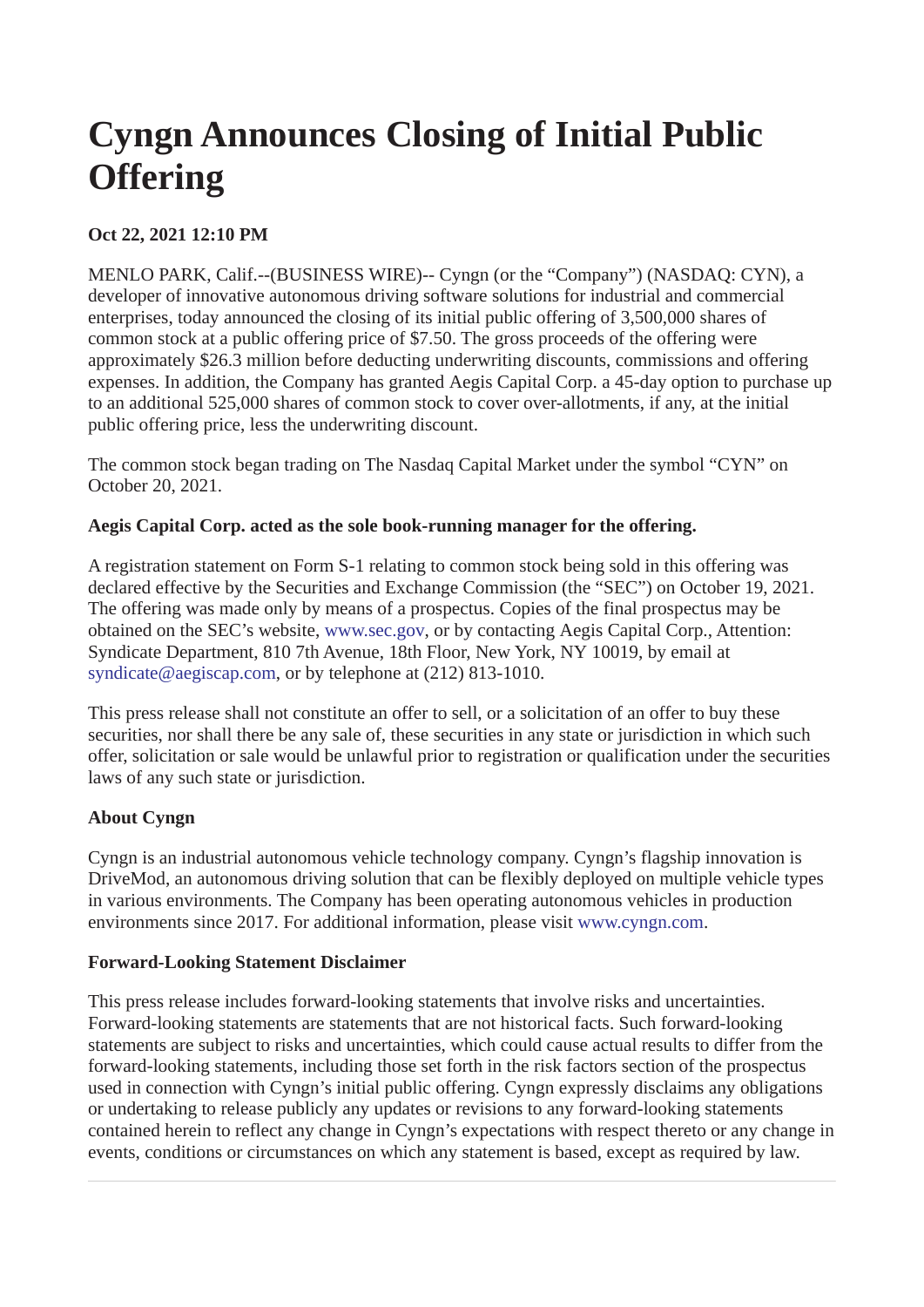# Cyngn Announces Closing of Initial Public Offering

**Oct 22, 2021 12:10 PM**

MENLO PARK, Calif.--(BUSINESS WIRE)-- Cyngn (or the "Company") (NASDAQ: CYN), a developer of innovative autonomous driving software solutions for industrial and commercial enterprises, today announced the closing of its initial public offering of 3,500,000 shares of common stock at a public offering price of $7.50. The gross proceeds of the offering were approximately $26.3 million before deducting underwriting discounts, commissions and offering expenses. In addition, the Company has granted Aegis Capital Corp. a 45-day option to purchase up to an additional 525,000 shares of common stock to cover over-allotments, if any, at the initial public offering price, less the underwriting discount.

The common stock began trading on The Nasdaq Capital Market under the symbol "CYN" on October 20, 2021.

**Aegis Capital Corp. acted as the sole book-running manager for the offering.**

A registration statement on Form S-1 relating to common stock being sold in this offering was declared effective by the Securities and Exchange Commission (the "SEC") on October 19, 2021. The offering was made only by means of a prospectus. Copies of the final prospectus may be obtained on the SEC's website, www.sec.gov, or by contacting Aegis Capital Corp., Attention: Syndicate Department, 810 7th Avenue, 18th Floor, New York, NY 10019, by email at syndicate@aegiscap.com, or by telephone at (212) 813-1010.

This press release shall not constitute an offer to sell, or a solicitation of an offer to buy these securities, nor shall there be any sale of, these securities in any state or jurisdiction in which such offer, solicitation or sale would be unlawful prior to registration or qualification under the securities laws of any such state or jurisdiction.

**About Cyngn**

Cyngn is an industrial autonomous vehicle technology company. Cyngn's flagship innovation is DriveMod, an autonomous driving solution that can be flexibly deployed on multiple vehicle types in various environments. The Company has been operating autonomous vehicles in production environments since 2017. For additional information, please visit www.cyngn.com.

**Forward-Looking Statement Disclaimer**

This press release includes forward-looking statements that involve risks and uncertainties. Forward-looking statements are statements that are not historical facts. Such forward-looking statements are subject to risks and uncertainties, which could cause actual results to differ from the forward-looking statements, including those set forth in the risk factors section of the prospectus used in connection with Cyngn's initial public offering. Cyngn expressly disclaims any obligations or undertaking to release publicly any updates or revisions to any forward-looking statements contained herein to reflect any change in Cyngn's expectations with respect thereto or any change in events, conditions or circumstances on which any statement is based, except as required by law.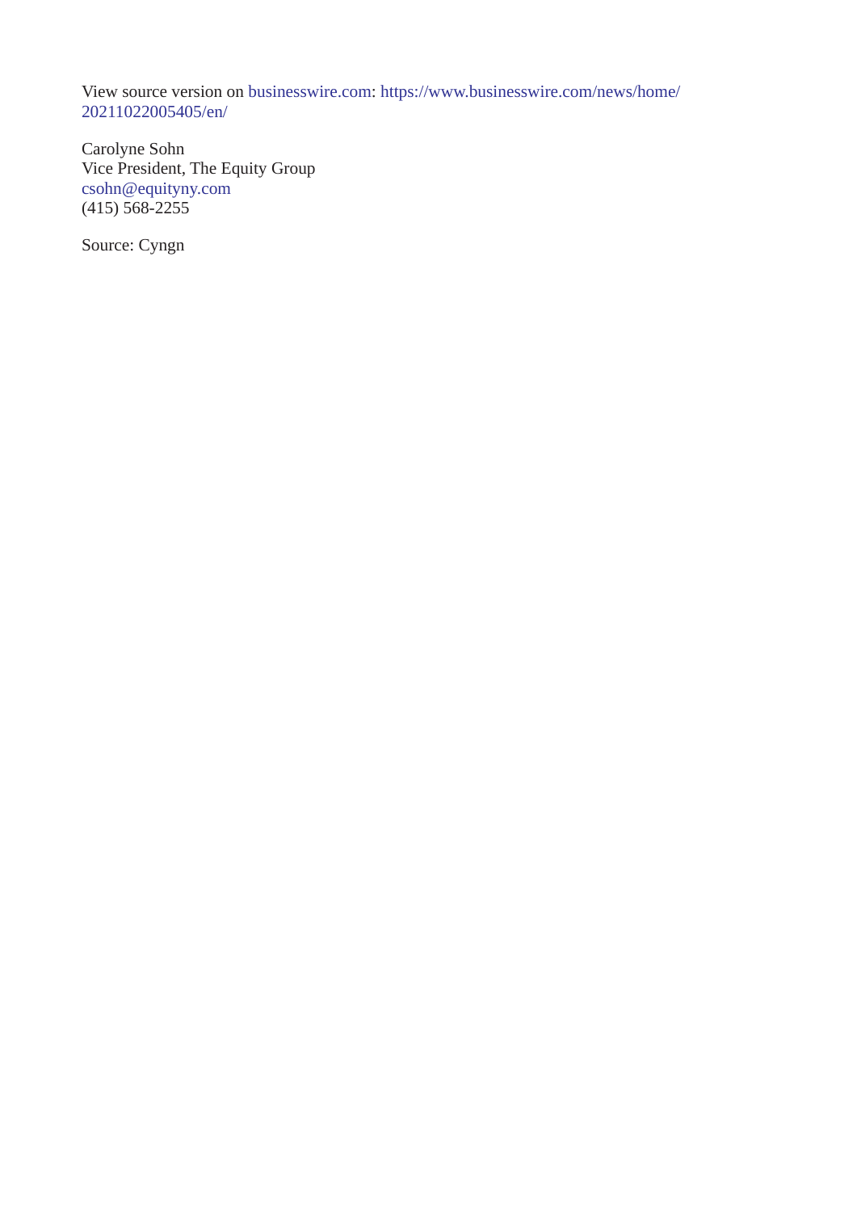View source version on businesswire.com: https://www.businesswire.com/news/home/20211022005405/en/

Carolyne Sohn
Vice President, The Equity Group
csohn@equityny.com
(415) 568-2255

Source: Cyngn